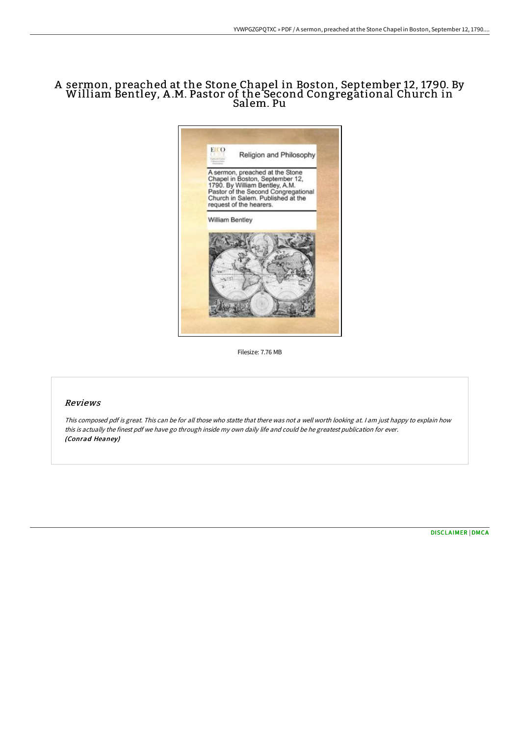# A sermon, preached at the Stone Chapel in Boston, September 12, 1790. By William Bentley, A.M. Pastor of the Second Congregational Church in Salem. Pu

Filesize: 7.76 MB

## Reviews

*This composed pdf is great. This can be for all those who statte that there was not a well worth looking at. I am just happy to explain how this is actually the finest pdf we have go through inside my own daily life and could be he greatest publication for ever.*
***(Conrad Heaney)***

DISCLAIMER | DMCA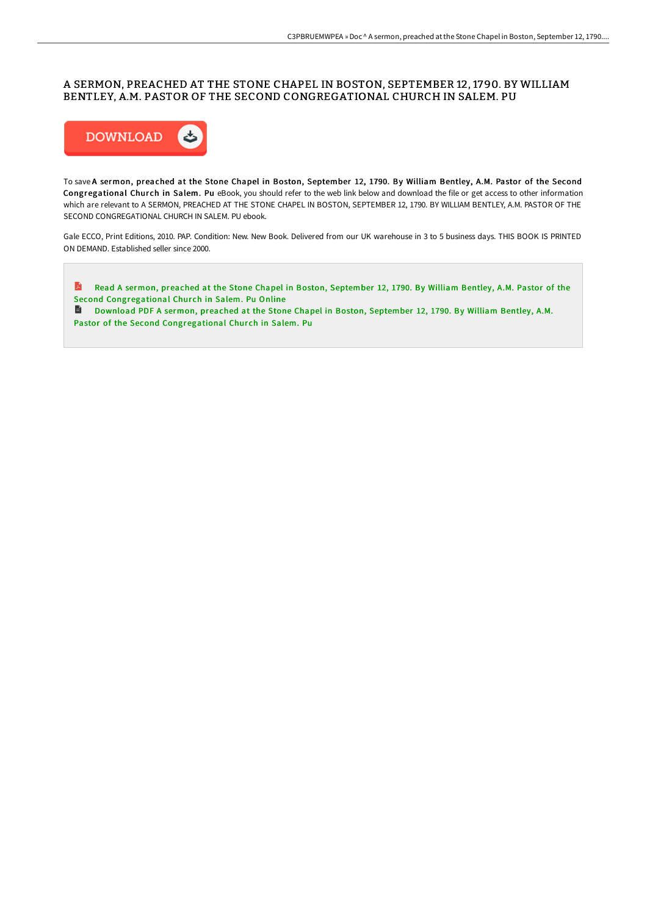# A SERMON, PREACHED AT THE STONE CHAPEL IN BOSTON, SEPTEMBER 12, 1790. BY WILLIAM BENTLEY, A.M. PASTOR OF THE SECOND CONGREGATIONAL CHURCH IN SALEM. PU

DOWNLOAD

To save **A sermon, preached at the Stone Chapel in Boston, September 12, 1790. By William Bentley, A.M. Pastor of the Second Congregational Church in Salem. Pu** eBook, you should refer to the web link below and download the file or get access to other information which are relevant to A SERMON, PREACHED AT THE STONE CHAPEL IN BOSTON, SEPTEMBER 12, 1790. BY WILLIAM BENTLEY, A.M. PASTOR OF THE SECOND CONGREGATIONAL CHURCH IN SALEM. PU ebook.

Gale ECCO, Print Editions, 2010. PAP. Condition: New. New Book. Delivered from our UK warehouse in 3 to 5 business days. THIS BOOK IS PRINTED ON DEMAND. Established seller since 2000.

- Read A sermon, preached at the Stone Chapel in Boston, September 12, 1790. By William Bentley, A.M. Pastor of the Second Congregational Church in Salem. Pu Online
- Download PDF A sermon, preached at the Stone Chapel in Boston, September 12, 1790. By William Bentley, A.M. Pastor of the Second Congregational Church in Salem. Pu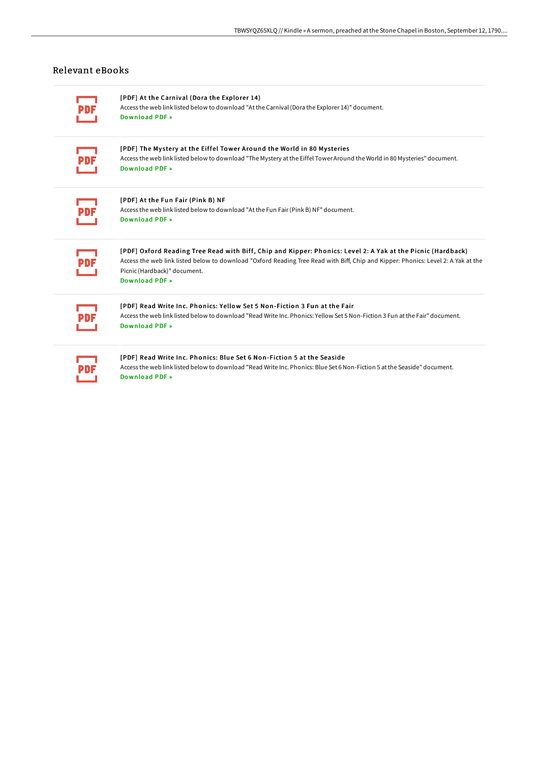## Relevant eBooks

[PDF] At the Carnival (Dora the Explorer 14)
Access the web link listed below to download "At the Carnival (Dora the Explorer 14)" document.
Download PDF »

[PDF] The Mystery at the Eiffel Tower Around the World in 80 Mysteries
Access the web link listed below to download "The Mystery at the Eiffel Tower Around the World in 80 Mysteries" document.
Download PDF »

[PDF] At the Fun Fair (Pink B) NF
Access the web link listed below to download "At the Fun Fair (Pink B) NF" document.
Download PDF »

[PDF] Oxford Reading Tree Read with Biff, Chip and Kipper: Phonics: Level 2: A Yak at the Picnic (Hardback)
Access the web link listed below to download "Oxford Reading Tree Read with Biff, Chip and Kipper: Phonics: Level 2: A Yak at the Picnic (Hardback)" document.
Download PDF »

[PDF] Read Write Inc. Phonics: Yellow Set 5 Non-Fiction 3 Fun at the Fair
Access the web link listed below to download "Read Write Inc. Phonics: Yellow Set 5 Non-Fiction 3 Fun at the Fair" document.
Download PDF »

[PDF] Read Write Inc. Phonics: Blue Set 6 Non-Fiction 5 at the Seaside
Access the web link listed below to download "Read Write Inc. Phonics: Blue Set 6 Non-Fiction 5 at the Seaside" document.
Download PDF »